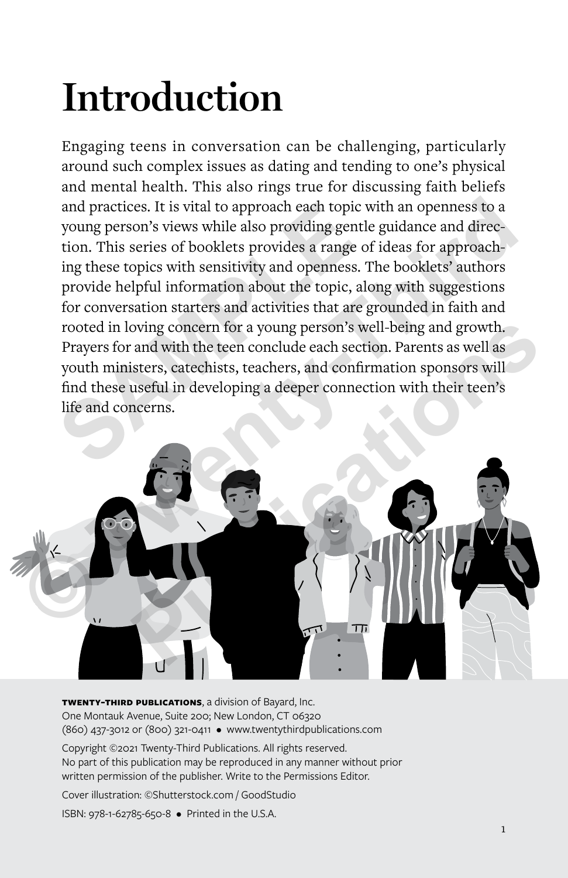# Introduction

Engaging teens in conversation can be challenging, particularly around such complex issues as dating and tending to one's physical and mental health. This also rings true for discussing faith beliefs and practices. It is vital to approach each topic with an openness to a young person's views while also providing gentle guidance and direction. This series of booklets provides a range of ideas for approaching these topics with sensitivity and openness. The booklets' authors provide helpful information about the topic, along with suggestions for conversation starters and activities that are grounded in faith and rooted in loving concern for a young person's well-being and growth. Prayers for and with the teen conclude each section. Parents as well as youth ministers, catechists, teachers, and confirmation sponsors will find these useful in developing a deeper connection with their teen's life and concerns.

**TWENTY-THIRD PUBLICATIONS**, a division of Bayard, Inc.
One Montauk Avenue, Suite 200; New London, CT 06320
(860) 437-3012 or (800) 321-0411 • www.twentythirdpublications.com

Copyright ©2021 Twenty-Third Publications. All rights reserved.
No part of this publication may be reproduced in any manner without prior written permission of the publisher. Write to the Permissions Editor.

Cover illustration: ©Shutterstock.com / GoodStudio

ISBN: 978-1-62785-650-8 • Printed in the U.S.A.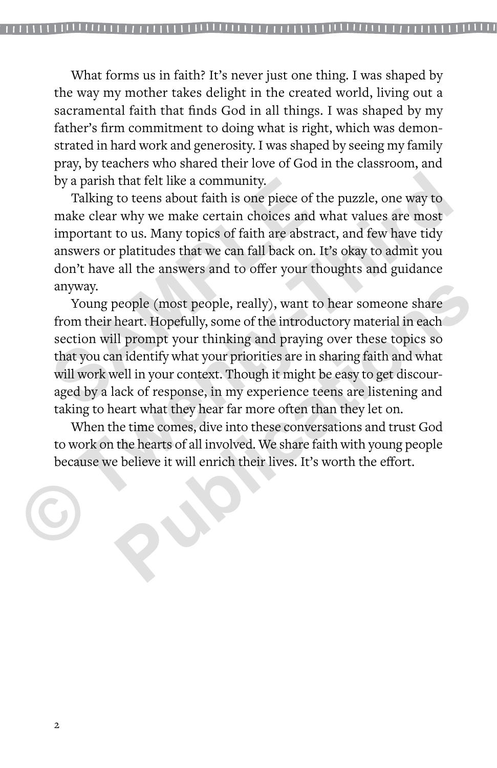What forms us in faith? It's never just one thing. I was shaped by the way my mother takes delight in the created world, living out a sacramental faith that finds God in all things. I was shaped by my father's firm commitment to doing what is right, which was demonstrated in hard work and generosity. I was shaped by seeing my family pray, by teachers who shared their love of God in the classroom, and by a parish that felt like a community.

Talking to teens about faith is one piece of the puzzle, one way to make clear why we make certain choices and what values are most important to us. Many topics of faith are abstract, and few have tidy answers or platitudes that we can fall back on. It's okay to admit you don't have all the answers and to offer your thoughts and guidance anyway.

Young people (most people, really), want to hear someone share from their heart. Hopefully, some of the introductory material in each section will prompt your thinking and praying over these topics so that you can identify what your priorities are in sharing faith and what will work well in your context. Though it might be easy to get discouraged by a lack of response, in my experience teens are listening and taking to heart what they hear far more often than they let on.

When the time comes, dive into these conversations and trust God to work on the hearts of all involved. We share faith with young people because we believe it will enrich their lives. It's worth the effort.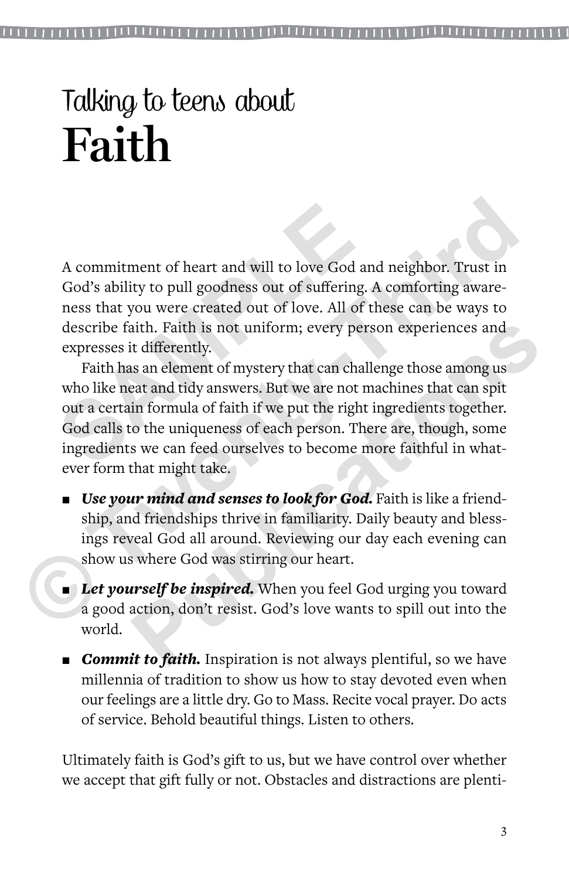# Talking to teens about Faith

A commitment of heart and will to love God and neighbor. Trust in God's ability to pull goodness out of suffering. A comforting awareness that you were created out of love. All of these can be ways to describe faith. Faith is not uniform; every person experiences and expresses it differently.

Faith has an element of mystery that can challenge those among us who like neat and tidy answers. But we are not machines that can spit out a certain formula of faith if we put the right ingredients together. God calls to the uniqueness of each person. There are, though, some ingredients we can feed ourselves to become more faithful in whatever form that might take.

- ***Use your mind and senses to look for God.*** Faith is like a friendship, and friendships thrive in familiarity. Daily beauty and blessings reveal God all around. Reviewing our day each evening can show us where God was stirring our heart.
- ***Let yourself be inspired.*** When you feel God urging you toward a good action, don't resist. God's love wants to spill out into the world.
- ***Commit to faith.*** Inspiration is not always plentiful, so we have millennia of tradition to show us how to stay devoted even when our feelings are a little dry. Go to Mass. Recite vocal prayer. Do acts of service. Behold beautiful things. Listen to others.

Ultimately faith is God's gift to us, but we have control over whether we accept that gift fully or not. Obstacles and distractions are plenti-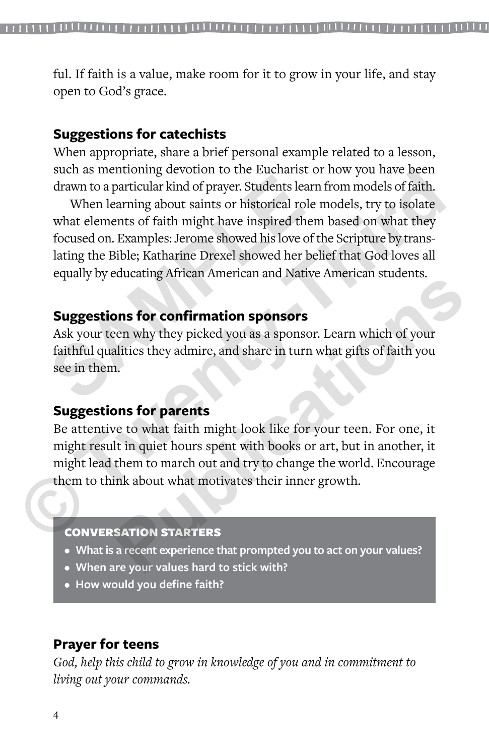ful. If faith is a value, make room for it to grow in your life, and stay open to God's grace.

## Suggestions for catechists

When appropriate, share a brief personal example related to a lesson, such as mentioning devotion to the Eucharist or how you have been drawn to a particular kind of prayer. Students learn from models of faith.

When learning about saints or historical role models, try to isolate what elements of faith might have inspired them based on what they focused on. Examples: Jerome showed his love of the Scripture by translating the Bible; Katharine Drexel showed her belief that God loves all equally by educating African American and Native American students.

## Suggestions for confirmation sponsors

Ask your teen why they picked you as a sponsor. Learn which of your faithful qualities they admire, and share in turn what gifts of faith you see in them.

## Suggestions for parents

Be attentive to what faith might look like for your teen. For one, it might result in quiet hours spent with books or art, but in another, it might lead them to march out and try to change the world. Encourage them to think about what motivates their inner growth.

### CONVERSATION STARTERS

- **What is a recent experience that prompted you to act on your values?**
- **When are your values hard to stick with?**
- **How would you define faith?**

## Prayer for teens

*God, help this child to grow in knowledge of you and in commitment to living out your commands.*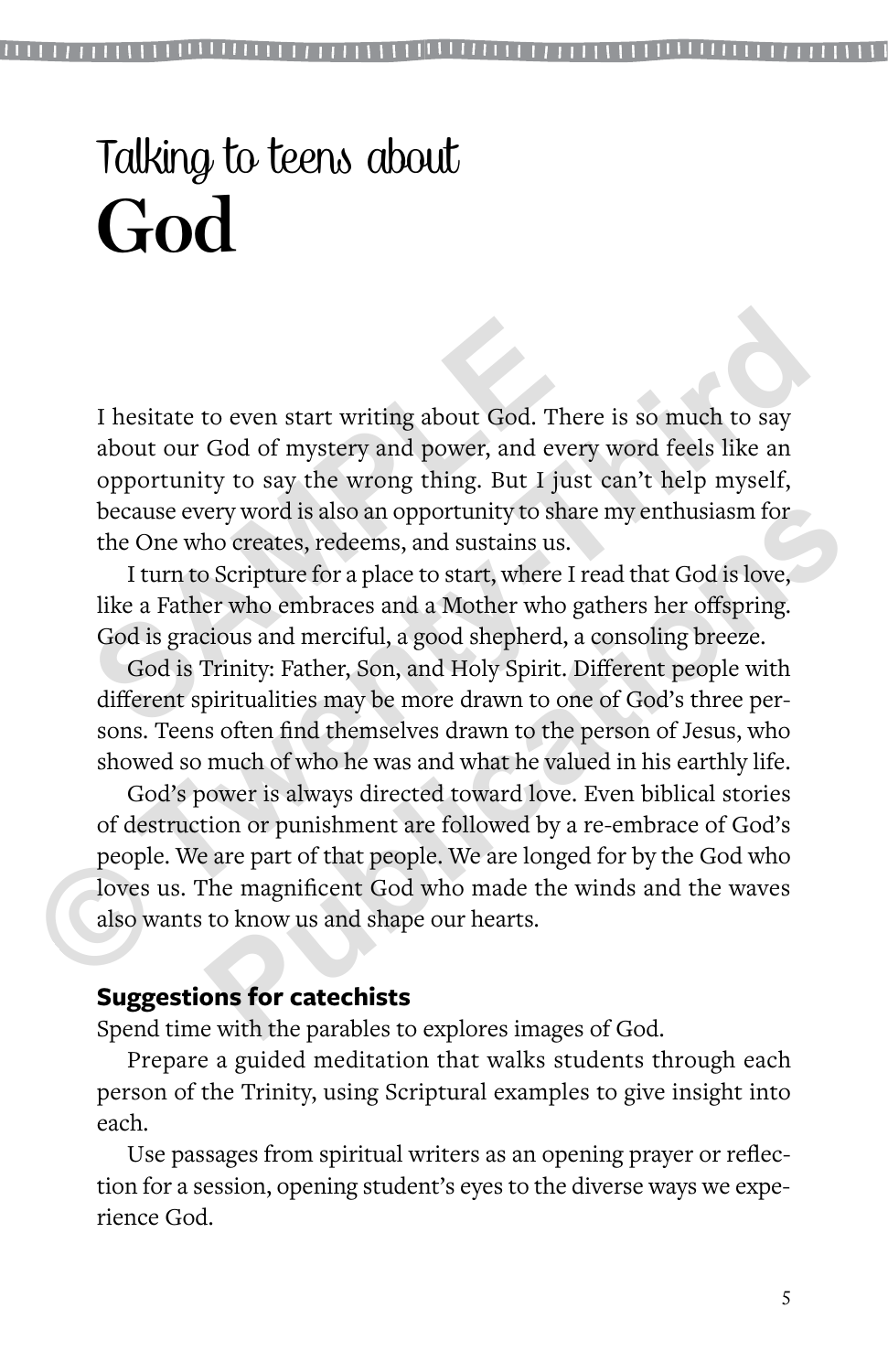# Talking to teens about
# God

I hesitate to even start writing about God. There is so much to say about our God of mystery and power, and every word feels like an opportunity to say the wrong thing. But I just can't help myself, because every word is also an opportunity to share my enthusiasm for the One who creates, redeems, and sustains us.

I turn to Scripture for a place to start, where I read that God is love, like a Father who embraces and a Mother who gathers her offspring. God is gracious and merciful, a good shepherd, a consoling breeze.

God is Trinity: Father, Son, and Holy Spirit. Different people with different spiritualities may be more drawn to one of God's three persons. Teens often find themselves drawn to the person of Jesus, who showed so much of who he was and what he valued in his earthly life.

God's power is always directed toward love. Even biblical stories of destruction or punishment are followed by a re-embrace of God's people. We are part of that people. We are longed for by the God who loves us. The magnificent God who made the winds and the waves also wants to know us and shape our hearts.

### Suggestions for catechists

Spend time with the parables to explores images of God.

Prepare a guided meditation that walks students through each person of the Trinity, using Scriptural examples to give insight into each.

Use passages from spiritual writers as an opening prayer or reflection for a session, opening student's eyes to the diverse ways we experience God.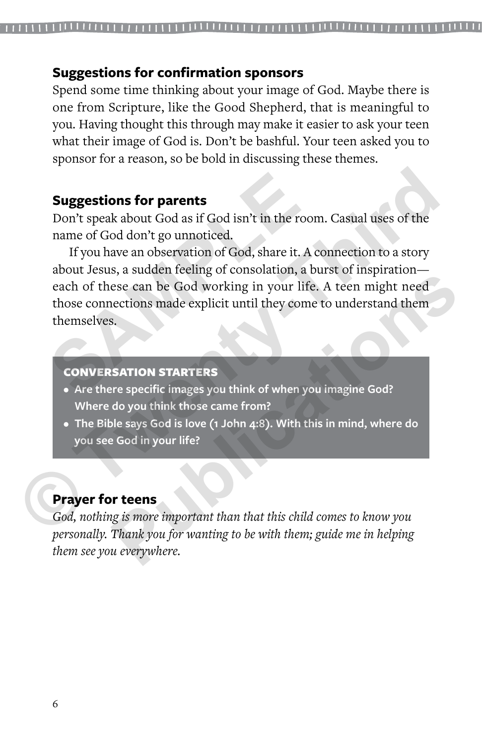## Suggestions for confirmation sponsors

Spend some time thinking about your image of God. Maybe there is one from Scripture, like the Good Shepherd, that is meaningful to you. Having thought this through may make it easier to ask your teen what their image of God is. Don't be bashful. Your teen asked you to sponsor for a reason, so be bold in discussing these themes.

## Suggestions for parents

Don't speak about God as if God isn't in the room. Casual uses of the name of God don't go unnoticed.

If you have an observation of God, share it. A connection to a story about Jesus, a sudden feeling of consolation, a burst of inspiration—each of these can be God working in your life. A teen might need those connections made explicit until they come to understand them themselves.

> **CONVERSATION STARTERS**
>
> - **Are there specific images you think of when you imagine God? Where do you think those came from?**
> - **The Bible says God is love (1 John 4:8). With this in mind, where do you see God in your life?**

## Prayer for teens

*God, nothing is more important than that this child comes to know you personally. Thank you for wanting to be with them; guide me in helping them see you everywhere.*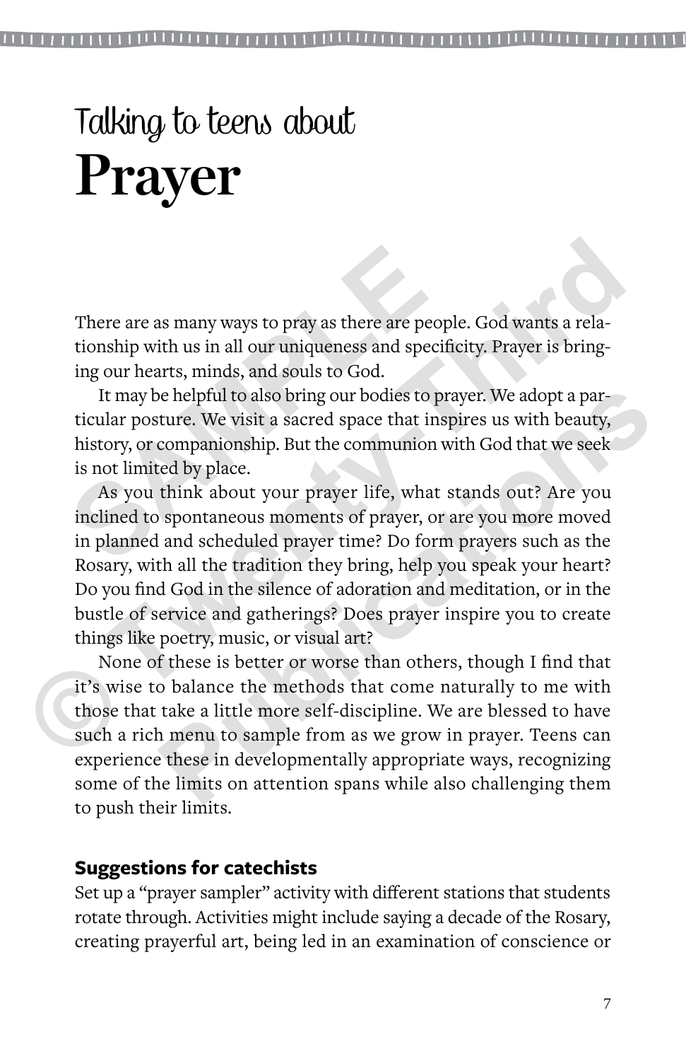# Talking to teens about
# Prayer

There are as many ways to pray as there are people. God wants a relationship with us in all our uniqueness and specificity. Prayer is bringing our hearts, minds, and souls to God.

It may be helpful to also bring our bodies to prayer. We adopt a particular posture. We visit a sacred space that inspires us with beauty, history, or companionship. But the communion with God that we seek is not limited by place.

As you think about your prayer life, what stands out? Are you inclined to spontaneous moments of prayer, or are you more moved in planned and scheduled prayer time? Do form prayers such as the Rosary, with all the tradition they bring, help you speak your heart? Do you find God in the silence of adoration and meditation, or in the bustle of service and gatherings? Does prayer inspire you to create things like poetry, music, or visual art?

None of these is better or worse than others, though I find that it's wise to balance the methods that come naturally to me with those that take a little more self-discipline. We are blessed to have such a rich menu to sample from as we grow in prayer. Teens can experience these in developmentally appropriate ways, recognizing some of the limits on attention spans while also challenging them to push their limits.

### Suggestions for catechists

Set up a "prayer sampler" activity with different stations that students rotate through. Activities might include saying a decade of the Rosary, creating prayerful art, being led in an examination of conscience or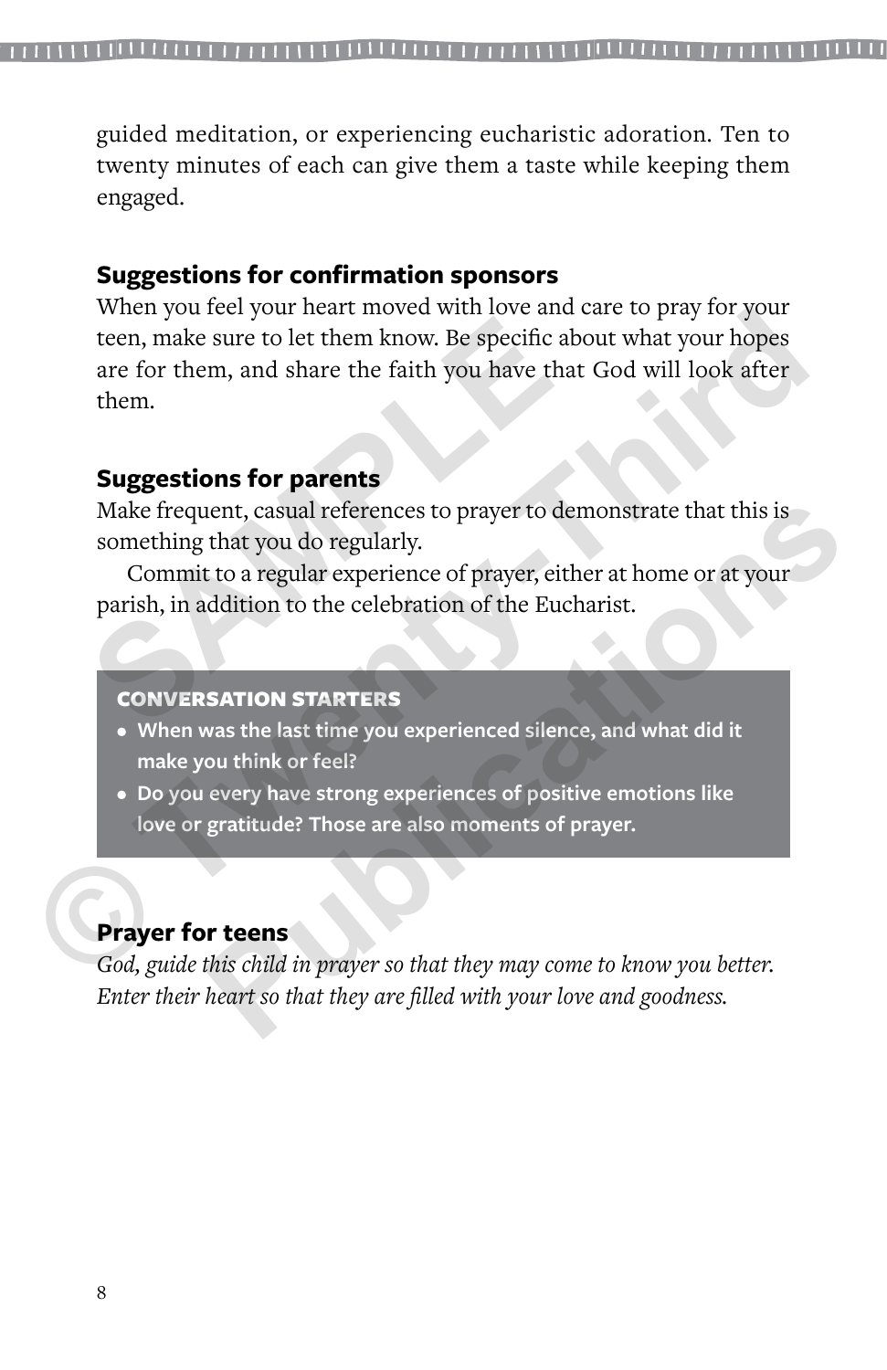guided meditation, or experiencing eucharistic adoration. Ten to twenty minutes of each can give them a taste while keeping them engaged.

## Suggestions for confirmation sponsors

When you feel your heart moved with love and care to pray for your teen, make sure to let them know. Be specific about what your hopes are for them, and share the faith you have that God will look after them.

## Suggestions for parents

Make frequent, casual references to prayer to demonstrate that this is something that you do regularly.

Commit to a regular experience of prayer, either at home or at your parish, in addition to the celebration of the Eucharist.

**CONVERSATION STARTERS**

- **When was the last time you experienced silence, and what did it make you think or feel?**
- **Do you every have strong experiences of positive emotions like love or gratitude? Those are also moments of prayer.**

## Prayer for teens

*God, guide this child in prayer so that they may come to know you better. Enter their heart so that they are filled with your love and goodness.*